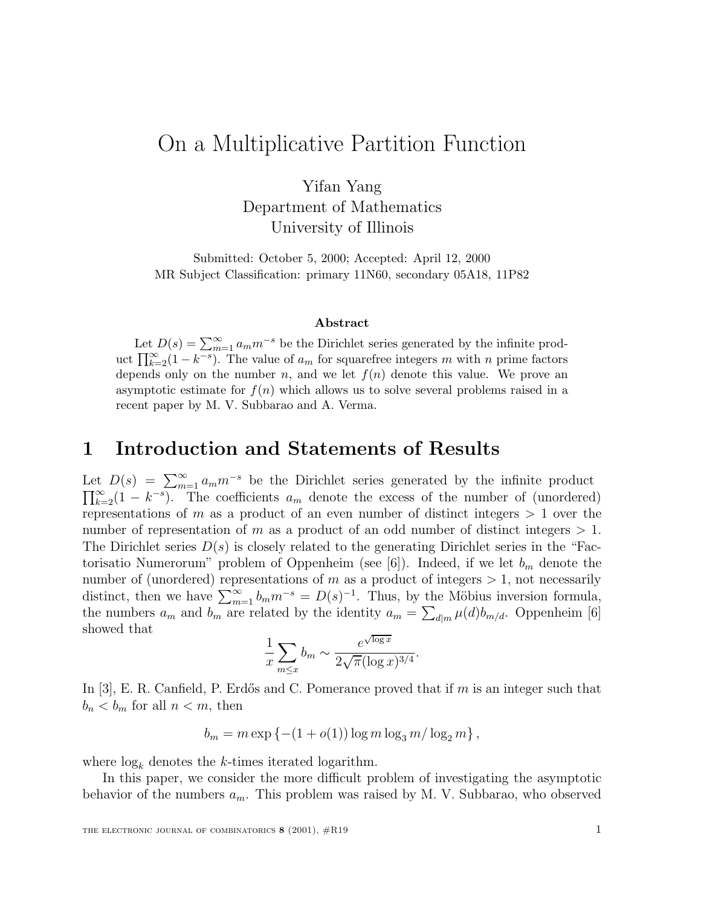# On a Multiplicative Partition Function

Yifan Yang  
Department of Mathematics  
University of Illinois

Submitted: October 5, 2000; Accepted: April 12, 2000  
MR Subject Classification: primary 11N60, secondary 05A18, 11P82

### Abstract

Let $D(s) = \sum_{m=1}^{\infty} a_m m^{-s}$ be the Dirichlet series generated by the infinite product $\prod_{k=2}^{\infty}(1 - k^{-s})$. The value of $a_m$ for squarefree integers $m$ with $n$ prime factors depends only on the number $n$, and we let $f(n)$ denote this value. We prove an asymptotic estimate for $f(n)$ which allows us to solve several problems raised in a recent paper by M. V. Subbarao and A. Verma.

## 1 Introduction and Statements of Results

Let $D(s) = \sum_{m=1}^{\infty} a_m m^{-s}$ be the Dirichlet series generated by the infinite product $\prod_{k=2}^{\infty}(1 - k^{-s})$. The coefficients $a_m$ denote the excess of the number of (unordered) representations of $m$ as a product of an even number of distinct integers $> 1$ over the number of representation of $m$ as a product of an odd number of distinct integers $> 1$. The Dirichlet series $D(s)$ is closely related to the generating Dirichlet series in the "Factorisatio Numerorum" problem of Oppenheim (see [6]). Indeed, if we let $b_m$ denote the number of (unordered) representations of $m$ as a product of integers $> 1$, not necessarily distinct, then we have $\sum_{m=1}^{\infty} b_m m^{-s} = D(s)^{-1}$. Thus, by the Möbius inversion formula, the numbers $a_m$ and $b_m$ are related by the identity $a_m = \sum_{d|m} \mu(d) b_{m/d}$. Oppenheim [6] showed that

$$\frac{1}{x} \sum_{m \le x} b_m \sim \frac{e^{\sqrt{\log x}}}{2\sqrt{\pi}(\log x)^{3/4}}.$$

In [3], E. R. Canfield, P. Erdős and C. Pomerance proved that if $m$ is an integer such that $b_n < b_m$ for all $n < m$, then

$$b_m = m \exp\left\{-(1 + o(1)) \log m \log_3 m / \log_2 m\right\},$$

where $\log_k$ denotes the $k$-times iterated logarithm.

In this paper, we consider the more difficult problem of investigating the asymptotic behavior of the numbers $a_m$. This problem was raised by M. V. Subbarao, who observed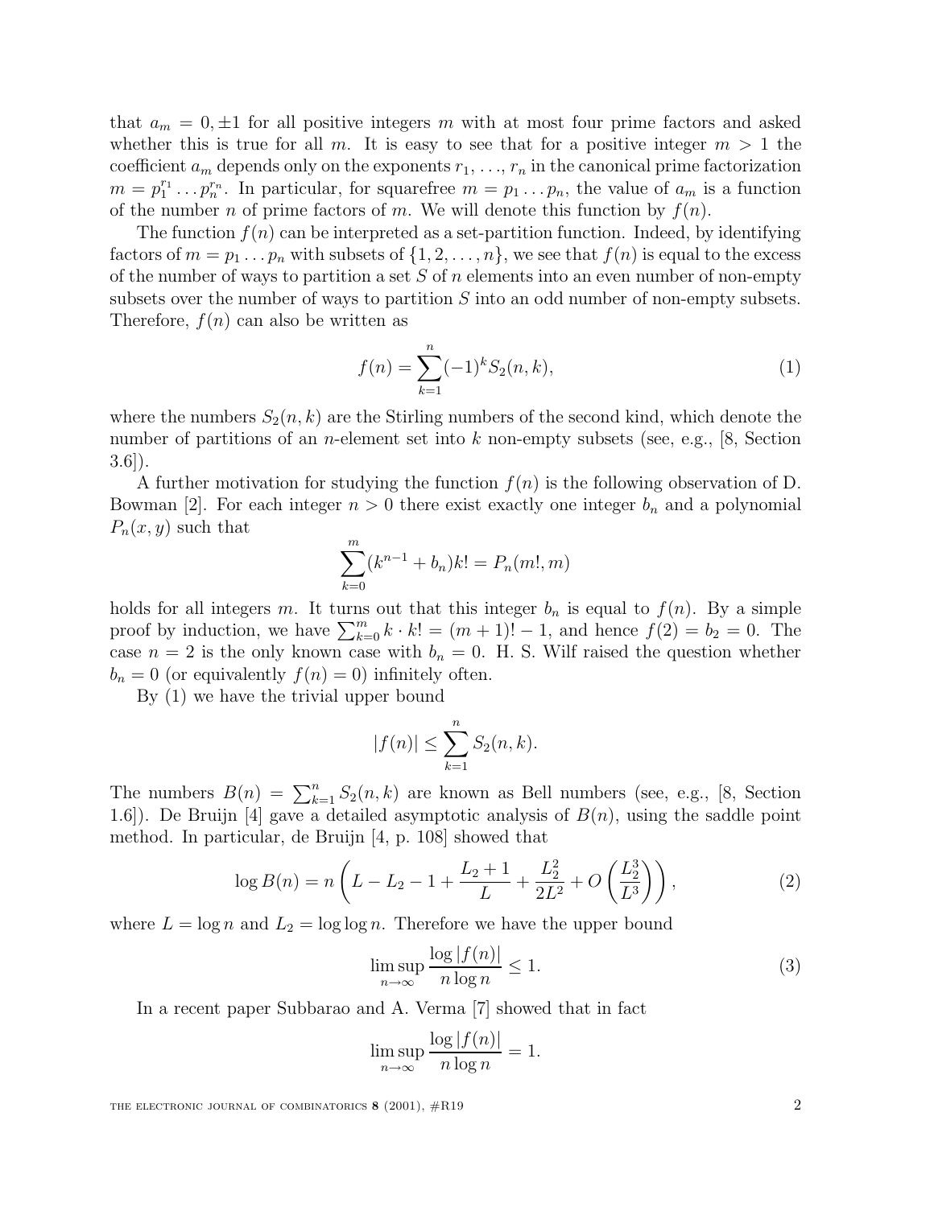that $a_m = 0, \pm 1$ for all positive integers $m$ with at most four prime factors and asked whether this is true for all $m$. It is easy to see that for a positive integer $m > 1$ the coefficient $a_m$ depends only on the exponents $r_1, \ldots, r_n$ in the canonical prime factorization $m = p_1^{r_1} \ldots p_n^{r_n}$. In particular, for squarefree $m = p_1 \ldots p_n$, the value of $a_m$ is a function of the number $n$ of prime factors of $m$. We will denote this function by $f(n)$.

The function $f(n)$ can be interpreted as a set-partition function. Indeed, by identifying factors of $m = p_1 \ldots p_n$ with subsets of $\{1, 2, \ldots, n\}$, we see that $f(n)$ is equal to the excess of the number of ways to partition a set $S$ of $n$ elements into an even number of non-empty subsets over the number of ways to partition $S$ into an odd number of non-empty subsets. Therefore, $f(n)$ can also be written as

$$f(n) = \sum_{k=1}^{n} (-1)^k S_2(n, k), \tag{1}$$

where the numbers $S_2(n, k)$ are the Stirling numbers of the second kind, which denote the number of partitions of an $n$-element set into $k$ non-empty subsets (see, e.g., [8, Section 3.6]).

A further motivation for studying the function $f(n)$ is the following observation of D. Bowman [2]. For each integer $n > 0$ there exist exactly one integer $b_n$ and a polynomial $P_n(x, y)$ such that

$$\sum_{k=0}^{m} (k^{n-1} + b_n) k! = P_n(m!, m)$$

holds for all integers $m$. It turns out that this integer $b_n$ is equal to $f(n)$. By a simple proof by induction, we have $\sum_{k=0}^{m} k \cdot k! = (m+1)! - 1$, and hence $f(2) = b_2 = 0$. The case $n = 2$ is the only known case with $b_n = 0$. H. S. Wilf raised the question whether $b_n = 0$ (or equivalently $f(n) = 0$) infinitely often.

By (1) we have the trivial upper bound

$$|f(n)| \leq \sum_{k=1}^{n} S_2(n, k).$$

The numbers $B(n) = \sum_{k=1}^{n} S_2(n, k)$ are known as Bell numbers (see, e.g., [8, Section 1.6]). De Bruijn [4] gave a detailed asymptotic analysis of $B(n)$, using the saddle point method. In particular, de Bruijn [4, p. 108] showed that

$$\log B(n) = n \left( L - L_2 - 1 + \frac{L_2 + 1}{L} + \frac{L_2^2}{2L^2} + O\left( \frac{L_2^3}{L^3} \right) \right), \tag{2}$$

where $L = \log n$ and $L_2 = \log \log n$. Therefore we have the upper bound

$$\limsup_{n \to \infty} \frac{\log |f(n)|}{n \log n} \leq 1. \tag{3}$$

In a recent paper Subbarao and A. Verma [7] showed that in fact

$$\limsup_{n \to \infty} \frac{\log |f(n)|}{n \log n} = 1.$$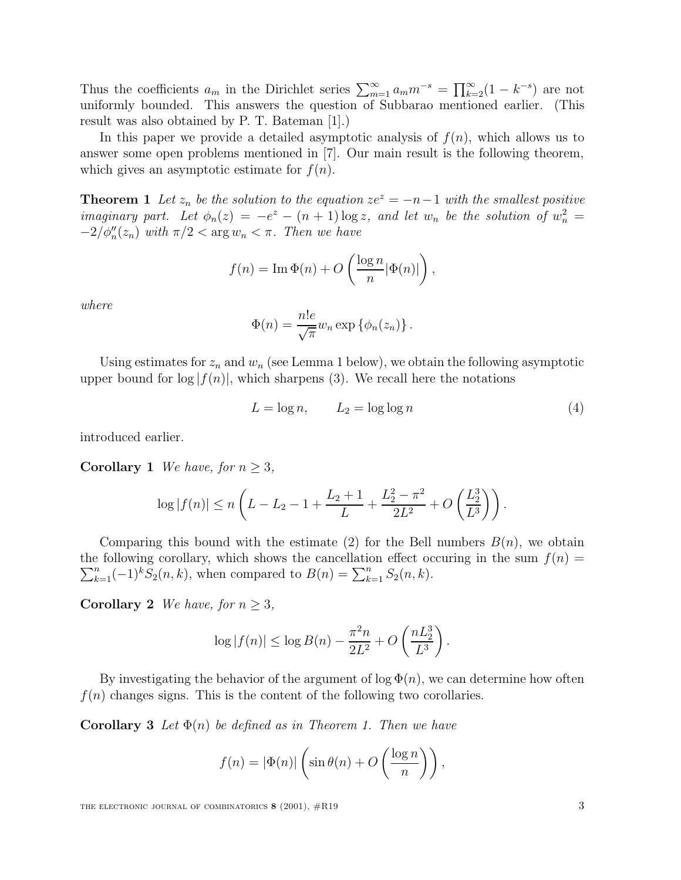Thus the coefficients $a_m$ in the Dirichlet series $\sum_{m=1}^{\infty} a_m m^{-s} = \prod_{k=2}^{\infty}(1 - k^{-s})$ are not uniformly bounded. This answers the question of Subbarao mentioned earlier. (This result was also obtained by P. T. Bateman [1].)

In this paper we provide a detailed asymptotic analysis of $f(n)$, which allows us to answer some open problems mentioned in [7]. Our main result is the following theorem, which gives an asymptotic estimate for $f(n)$.

**Theorem 1** *Let $z_n$ be the solution to the equation $ze^z = -n-1$ with the smallest positive imaginary part. Let $\phi_n(z) = -e^z - (n+1)\log z$, and let $w_n$ be the solution of $w_n^2 = -2/\phi_n''(z_n)$ with $\pi/2 < \arg w_n < \pi$. Then we have*

$$f(n) = \operatorname{Im}\Phi(n) + O\left(\frac{\log n}{n}|\Phi(n)|\right),$$

*where*

$$\Phi(n) = \frac{n!e}{\sqrt{\pi}} w_n \exp\{\phi_n(z_n)\}.$$

Using estimates for $z_n$ and $w_n$ (see Lemma 1 below), we obtain the following asymptotic upper bound for $\log|f(n)|$, which sharpens (3). We recall here the notations

$$L = \log n, \qquad L_2 = \log\log n \tag{4}$$

introduced earlier.

**Corollary 1** *We have, for $n \geq 3$,*

$$\log|f(n)| \leq n\left(L - L_2 - 1 + \frac{L_2 + 1}{L} + \frac{L_2^2 - \pi^2}{2L^2} + O\left(\frac{L_2^3}{L^3}\right)\right).$$

Comparing this bound with the estimate (2) for the Bell numbers $B(n)$, we obtain the following corollary, which shows the cancellation effect occuring in the sum $f(n) = \sum_{k=1}^{n}(-1)^k S_2(n,k)$, when compared to $B(n) = \sum_{k=1}^{n} S_2(n,k)$.

**Corollary 2** *We have, for $n \geq 3$,*

$$\log|f(n)| \leq \log B(n) - \frac{\pi^2 n}{2L^2} + O\left(\frac{nL_2^3}{L^3}\right).$$

By investigating the behavior of the argument of $\log\Phi(n)$, we can determine how often $f(n)$ changes signs. This is the content of the following two corollaries.

**Corollary 3** *Let $\Phi(n)$ be defined as in Theorem 1. Then we have*

$$f(n) = |\Phi(n)|\left(\sin\theta(n) + O\left(\frac{\log n}{n}\right)\right),$$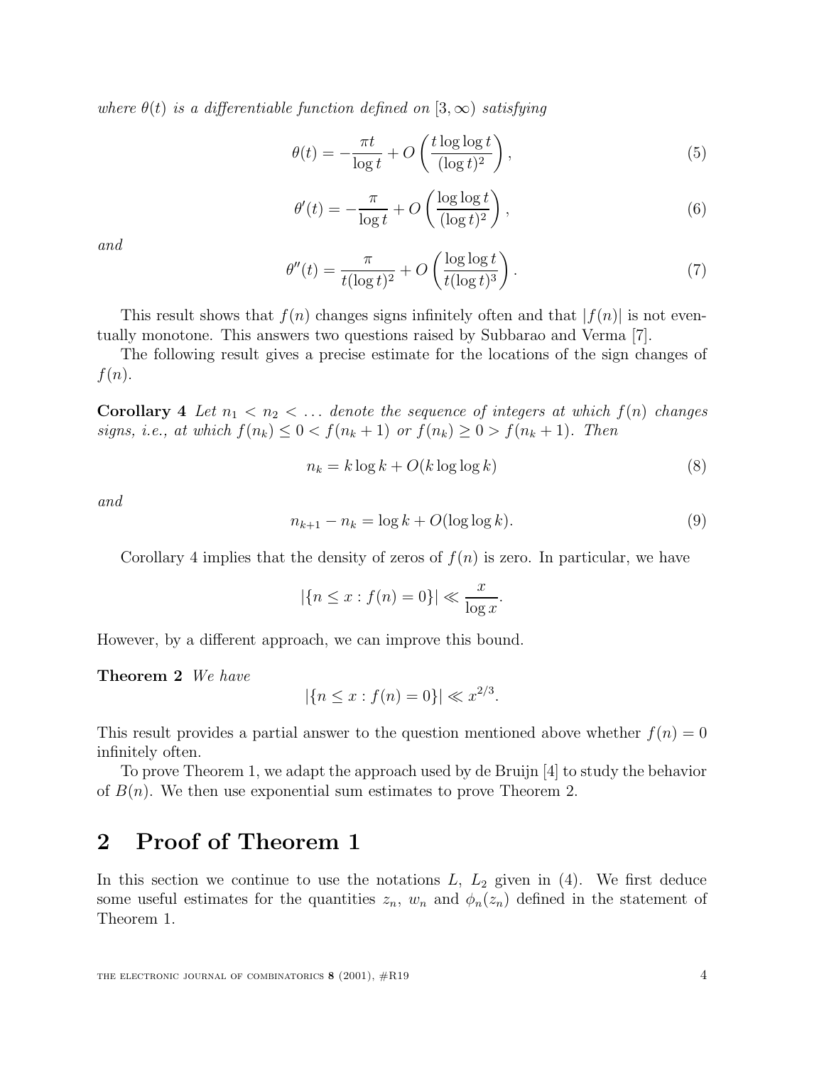*where $\theta(t)$ is a differentiable function defined on $[3, \infty)$ satisfying*

$$\theta(t) = -\frac{\pi t}{\log t} + O\left(\frac{t \log\log t}{(\log t)^2}\right), \tag{5}$$

$$\theta'(t) = -\frac{\pi}{\log t} + O\left(\frac{\log\log t}{(\log t)^2}\right), \tag{6}$$

*and*

$$\theta''(t) = \frac{\pi}{t(\log t)^2} + O\left(\frac{\log\log t}{t(\log t)^3}\right). \tag{7}$$

This result shows that $f(n)$ changes signs infinitely often and that $|f(n)|$ is not eventually monotone. This answers two questions raised by Subbarao and Verma [7].

The following result gives a precise estimate for the locations of the sign changes of $f(n)$.

**Corollary 4** *Let $n_1 < n_2 < \ldots$ denote the sequence of integers at which $f(n)$ changes signs, i.e., at which $f(n_k) \leq 0 < f(n_k + 1)$ or $f(n_k) \geq 0 > f(n_k + 1)$. Then*

$$n_k = k \log k + O(k \log\log k) \tag{8}$$

*and*

$$n_{k+1} - n_k = \log k + O(\log\log k). \tag{9}$$

Corollary 4 implies that the density of zeros of $f(n)$ is zero. In particular, we have

$$|\{n \leq x : f(n) = 0\}| \ll \frac{x}{\log x}.$$

However, by a different approach, we can improve this bound.

**Theorem 2** *We have*

$$|\{n \leq x : f(n) = 0\}| \ll x^{2/3}.$$

This result provides a partial answer to the question mentioned above whether $f(n) = 0$ infinitely often.

To prove Theorem 1, we adapt the approach used by de Bruijn [4] to study the behavior of $B(n)$. We then use exponential sum estimates to prove Theorem 2.

## 2 Proof of Theorem 1

In this section we continue to use the notations $L$, $L_2$ given in (4). We first deduce some useful estimates for the quantities $z_n$, $w_n$ and $\phi_n(z_n)$ defined in the statement of Theorem 1.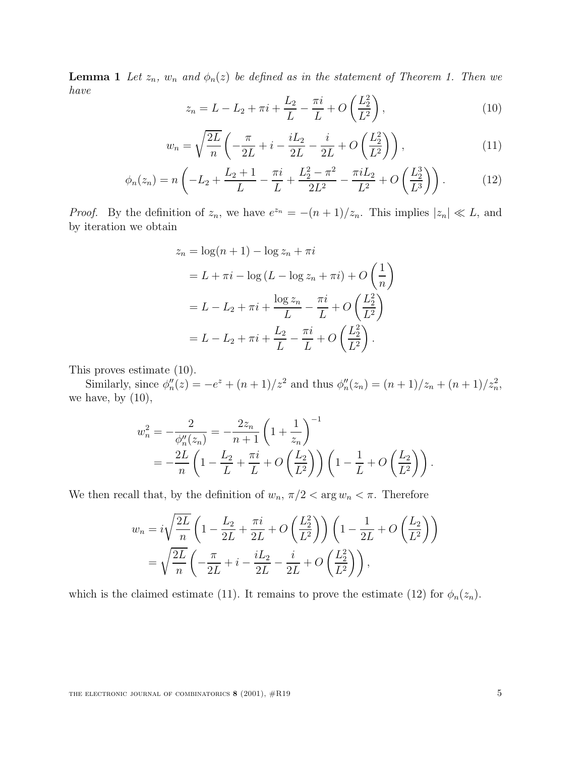**Lemma 1** *Let $z_n$, $w_n$ and $\phi_n(z)$ be defined as in the statement of Theorem 1. Then we have*

$$z_n = L - L_2 + \pi i + \frac{L_2}{L} - \frac{\pi i}{L} + O\left(\frac{L_2^2}{L^2}\right), \tag{10}$$

$$w_n = \sqrt{\frac{2L}{n}}\left(-\frac{\pi}{2L} + i - \frac{iL_2}{2L} - \frac{i}{2L} + O\left(\frac{L_2^2}{L^2}\right)\right), \tag{11}$$

$$\phi_n(z_n) = n\left(-L_2 + \frac{L_2+1}{L} - \frac{\pi i}{L} + \frac{L_2^2 - \pi^2}{2L^2} - \frac{\pi i L_2}{L^2} + O\left(\frac{L_2^3}{L^3}\right)\right). \tag{12}$$

*Proof.* By the definition of $z_n$, we have $e^{z_n} = -(n+1)/z_n$. This implies $|z_n| \ll L$, and by iteration we obtain

$$\begin{aligned}
z_n &= \log(n+1) - \log z_n + \pi i \\
&= L + \pi i - \log\left(L - \log z_n + \pi i\right) + O\left(\frac{1}{n}\right) \\
&= L - L_2 + \pi i + \frac{\log z_n}{L} - \frac{\pi i}{L} + O\left(\frac{L_2^2}{L^2}\right) \\
&= L - L_2 + \pi i + \frac{L_2}{L} - \frac{\pi i}{L} + O\left(\frac{L_2^2}{L^2}\right).
\end{aligned}$$

This proves estimate (10).

Similarly, since $\phi_n''(z) = -e^z + (n+1)/z^2$ and thus $\phi_n''(z_n) = (n+1)/z_n + (n+1)/z_n^2$, we have, by (10),

$$\begin{aligned}
w_n^2 &= -\frac{2}{\phi_n''(z_n)} = -\frac{2z_n}{n+1}\left(1 + \frac{1}{z_n}\right)^{-1} \\
&= -\frac{2L}{n}\left(1 - \frac{L_2}{L} + \frac{\pi i}{L} + O\left(\frac{L_2}{L^2}\right)\right)\left(1 - \frac{1}{L} + O\left(\frac{L_2}{L^2}\right)\right).
\end{aligned}$$

We then recall that, by the definition of $w_n$, $\pi/2 < \arg w_n < \pi$. Therefore

$$\begin{aligned}
w_n &= i\sqrt{\frac{2L}{n}}\left(1 - \frac{L_2}{2L} + \frac{\pi i}{2L} + O\left(\frac{L_2^2}{L^2}\right)\right)\left(1 - \frac{1}{2L} + O\left(\frac{L_2}{L^2}\right)\right) \\
&= \sqrt{\frac{2L}{n}}\left(-\frac{\pi}{2L} + i - \frac{iL_2}{2L} - \frac{i}{2L} + O\left(\frac{L_2^2}{L^2}\right)\right),
\end{aligned}$$

which is the claimed estimate (11). It remains to prove the estimate (12) for $\phi_n(z_n)$.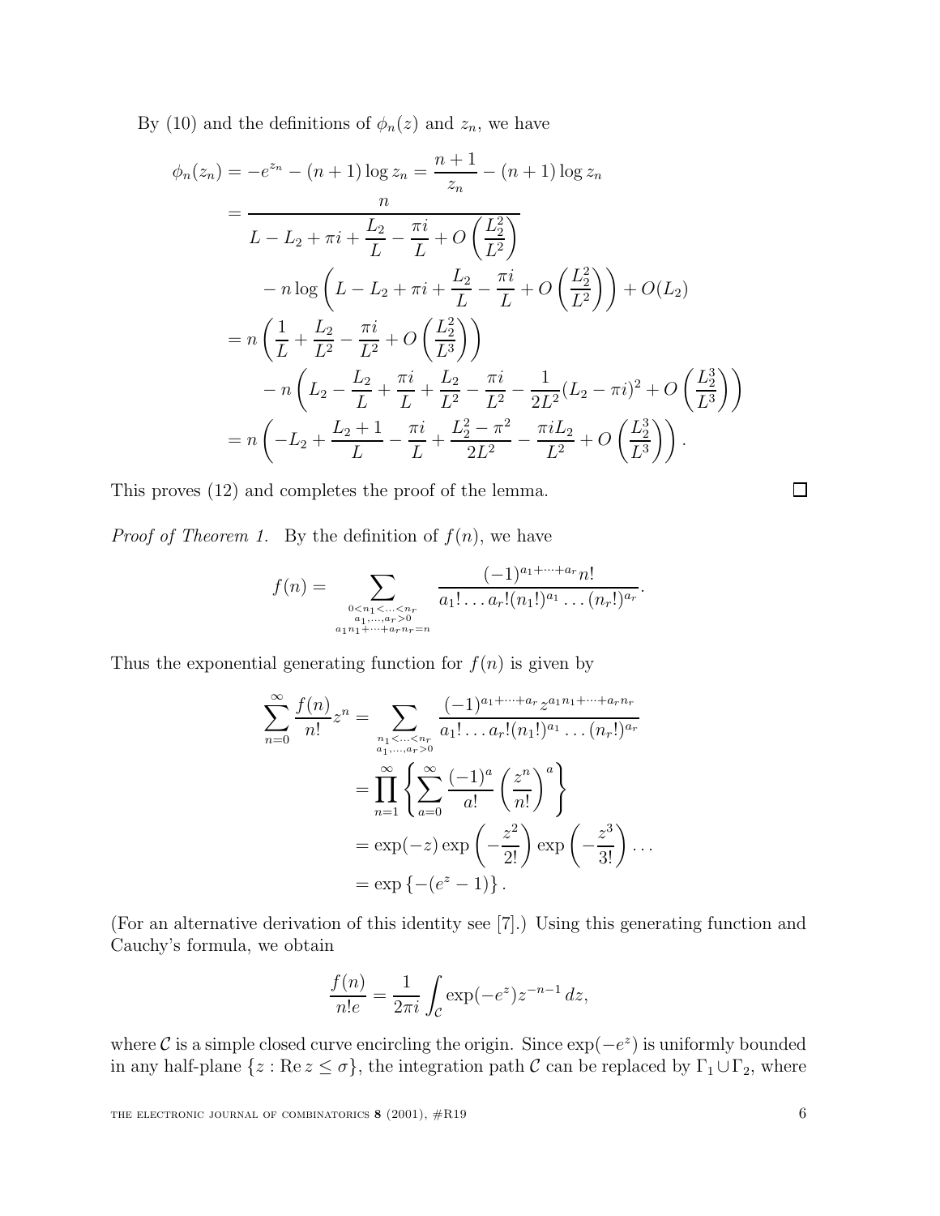By (10) and the definitions of $\phi_n(z)$ and $z_n$, we have

$$
\begin{aligned}
\phi_n(z_n) &= -e^{z_n} - (n+1)\log z_n = \frac{n+1}{z_n} - (n+1)\log z_n \\
&= \frac{n}{L - L_2 + \pi i + \dfrac{L_2}{L} - \dfrac{\pi i}{L} + O\left(\dfrac{L_2^2}{L^2}\right)} \\
&\qquad - n\log\left(L - L_2 + \pi i + \frac{L_2}{L} - \frac{\pi i}{L} + O\left(\frac{L_2^2}{L^2}\right)\right) + O(L_2) \\
&= n\left(\frac{1}{L} + \frac{L_2}{L^2} - \frac{\pi i}{L^2} + O\left(\frac{L_2^2}{L^3}\right)\right) \\
&\qquad - n\left(L_2 - \frac{L_2}{L} + \frac{\pi i}{L} + \frac{L_2}{L^2} - \frac{\pi i}{L^2} - \frac{1}{2L^2}(L_2 - \pi i)^2 + O\left(\frac{L_2^3}{L^3}\right)\right) \\
&= n\left(-L_2 + \frac{L_2 + 1}{L} - \frac{\pi i}{L} + \frac{L_2^2 - \pi^2}{2L^2} - \frac{\pi i L_2}{L^2} + O\left(\frac{L_2^3}{L^3}\right)\right).
\end{aligned}
$$

This proves (12) and completes the proof of the lemma. □

*Proof of Theorem 1.* By the definition of $f(n)$, we have

$$
f(n) = \sum_{\substack{0 < n_1 < \ldots < n_r \\ a_1, \ldots, a_r > 0 \\ a_1 n_1 + \cdots + a_r n_r = n}} \frac{(-1)^{a_1 + \cdots + a_r} n!}{a_1! \ldots a_r! (n_1!)^{a_1} \ldots (n_r!)^{a_r}}.
$$

Thus the exponential generating function for $f(n)$ is given by

$$
\begin{aligned}
\sum_{n=0}^{\infty} \frac{f(n)}{n!} z^n &= \sum_{\substack{n_1 < \ldots < n_r \\ a_1, \ldots, a_r > 0}} \frac{(-1)^{a_1 + \cdots + a_r} z^{a_1 n_1 + \cdots + a_r n_r}}{a_1! \ldots a_r! (n_1!)^{a_1} \ldots (n_r!)^{a_r}} \\
&= \prod_{n=1}^{\infty} \left\{ \sum_{a=0}^{\infty} \frac{(-1)^a}{a!} \left(\frac{z^n}{n!}\right)^a \right\} \\
&= \exp(-z) \exp\left(-\frac{z^2}{2!}\right) \exp\left(-\frac{z^3}{3!}\right) \ldots \\
&= \exp\left\{-(e^z - 1)\right\}.
\end{aligned}
$$

(For an alternative derivation of this identity see [7].) Using this generating function and Cauchy's formula, we obtain

$$
\frac{f(n)}{n! e} = \frac{1}{2\pi i} \int_{\mathcal{C}} \exp(-e^z) z^{-n-1} \, dz,
$$

where $\mathcal{C}$ is a simple closed curve encircling the origin. Since $\exp(-e^z)$ is uniformly bounded in any half-plane $\{z : \operatorname{Re} z \le \sigma\}$, the integration path $\mathcal{C}$ can be replaced by $\Gamma_1 \cup \Gamma_2$, where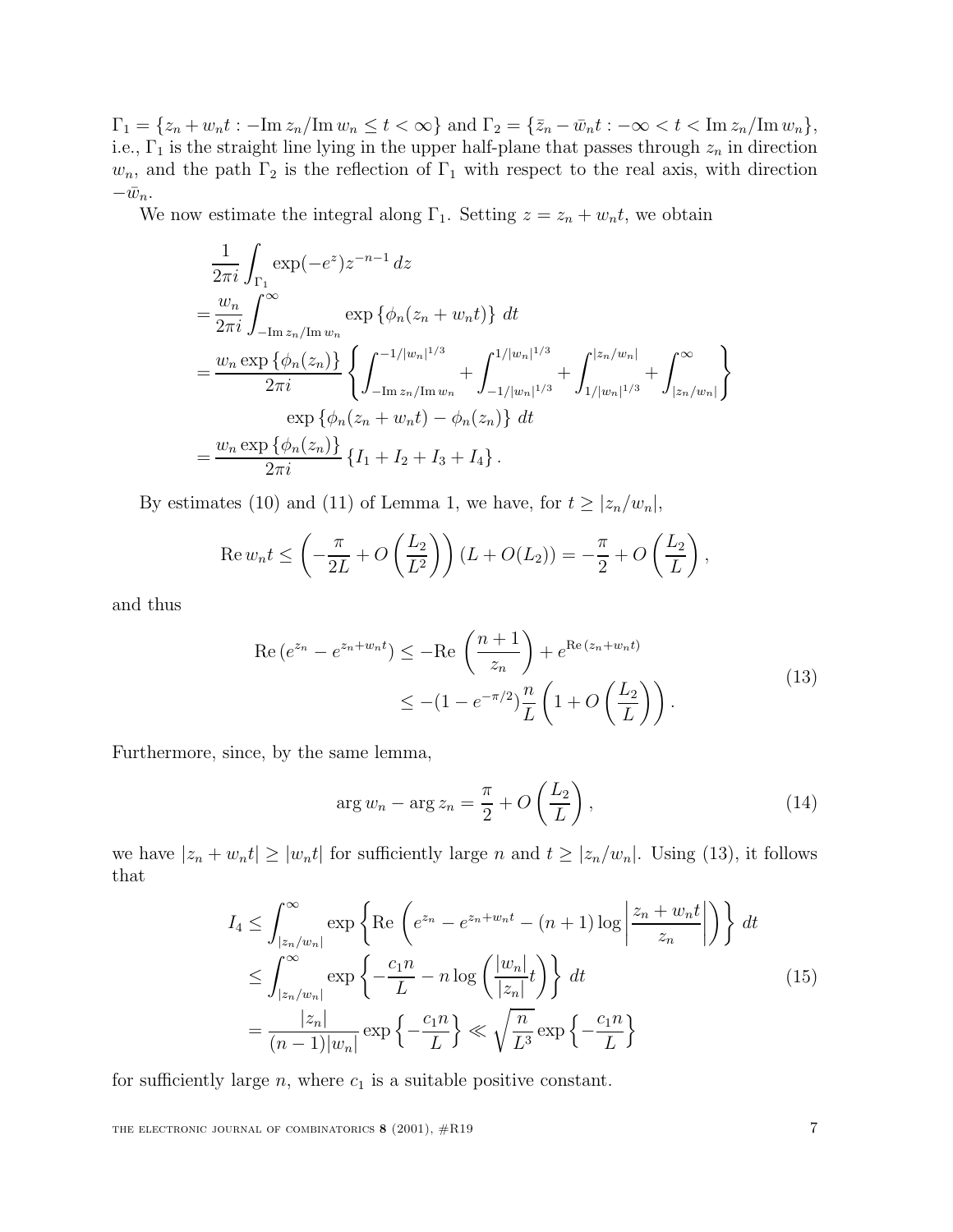$\Gamma_1 = \{z_n + w_n t : -\mathrm{Im}\, z_n/\mathrm{Im}\, w_n \le t < \infty\}$ and $\Gamma_2 = \{\bar{z}_n - \bar{w}_n t : -\infty < t < \mathrm{Im}\, z_n/\mathrm{Im}\, w_n\}$, i.e., $\Gamma_1$ is the straight line lying in the upper half-plane that passes through $z_n$ in direction $w_n$, and the path $\Gamma_2$ is the reflection of $\Gamma_1$ with respect to the real axis, with direction $-\bar{w}_n$.

We now estimate the integral along $\Gamma_1$. Setting $z = z_n + w_n t$, we obtain

$$
\begin{aligned}
&\frac{1}{2\pi i}\int_{\Gamma_1} \exp(-e^z) z^{-n-1}\, dz \\
&= \frac{w_n}{2\pi i}\int_{-\mathrm{Im}\, z_n/\mathrm{Im}\, w_n}^{\infty} \exp\left\{\phi_n(z_n + w_n t)\right\}\, dt \\
&= \frac{w_n \exp\left\{\phi_n(z_n)\right\}}{2\pi i}\left\{\int_{-\mathrm{Im}\, z_n/\mathrm{Im}\, w_n}^{-1/|w_n|^{1/3}} + \int_{-1/|w_n|^{1/3}}^{1/|w_n|^{1/3}} + \int_{1/|w_n|^{1/3}}^{|z_n/w_n|} + \int_{|z_n/w_n|}^{\infty}\right\} \\
&\qquad \exp\left\{\phi_n(z_n + w_n t) - \phi_n(z_n)\right\}\, dt \\
&= \frac{w_n \exp\left\{\phi_n(z_n)\right\}}{2\pi i}\left\{I_1 + I_2 + I_3 + I_4\right\}.
\end{aligned}
$$

By estimates (10) and (11) of Lemma 1, we have, for $t \ge |z_n/w_n|$,

$$
\mathrm{Re}\, w_n t \le \left(-\frac{\pi}{2L} + O\left(\frac{L_2}{L^2}\right)\right)(L + O(L_2)) = -\frac{\pi}{2} + O\left(\frac{L_2}{L}\right),
$$

and thus

$$
\begin{aligned}
\mathrm{Re}\,(e^{z_n} - e^{z_n + w_n t}) &\le -\mathrm{Re}\,\left(\frac{n+1}{z_n}\right) + e^{\mathrm{Re}\,(z_n + w_n t)} \\
&\le -(1 - e^{-\pi/2})\frac{n}{L}\left(1 + O\left(\frac{L_2}{L}\right)\right).
\end{aligned}
\tag{13}
$$

Furthermore, since, by the same lemma,

$$
\arg w_n - \arg z_n = \frac{\pi}{2} + O\left(\frac{L_2}{L}\right), \tag{14}
$$

we have $|z_n + w_n t| \ge |w_n t|$ for sufficiently large $n$ and $t \ge |z_n/w_n|$. Using (13), it follows that

$$
\begin{aligned}
I_4 &\le \int_{|z_n/w_n|}^{\infty} \exp\left\{\mathrm{Re}\,\left(e^{z_n} - e^{z_n + w_n t} - (n+1)\log\left|\frac{z_n + w_n t}{z_n}\right|\right)\right\}\, dt \\
&\le \int_{|z_n/w_n|}^{\infty} \exp\left\{-\frac{c_1 n}{L} - n\log\left(\frac{|w_n|}{|z_n|}t\right)\right\}\, dt \\
&= \frac{|z_n|}{(n-1)|w_n|}\exp\left\{-\frac{c_1 n}{L}\right\} \ll \sqrt{\frac{n}{L^3}}\exp\left\{-\frac{c_1 n}{L}\right\}
\end{aligned}
\tag{15}
$$

for sufficiently large $n$, where $c_1$ is a suitable positive constant.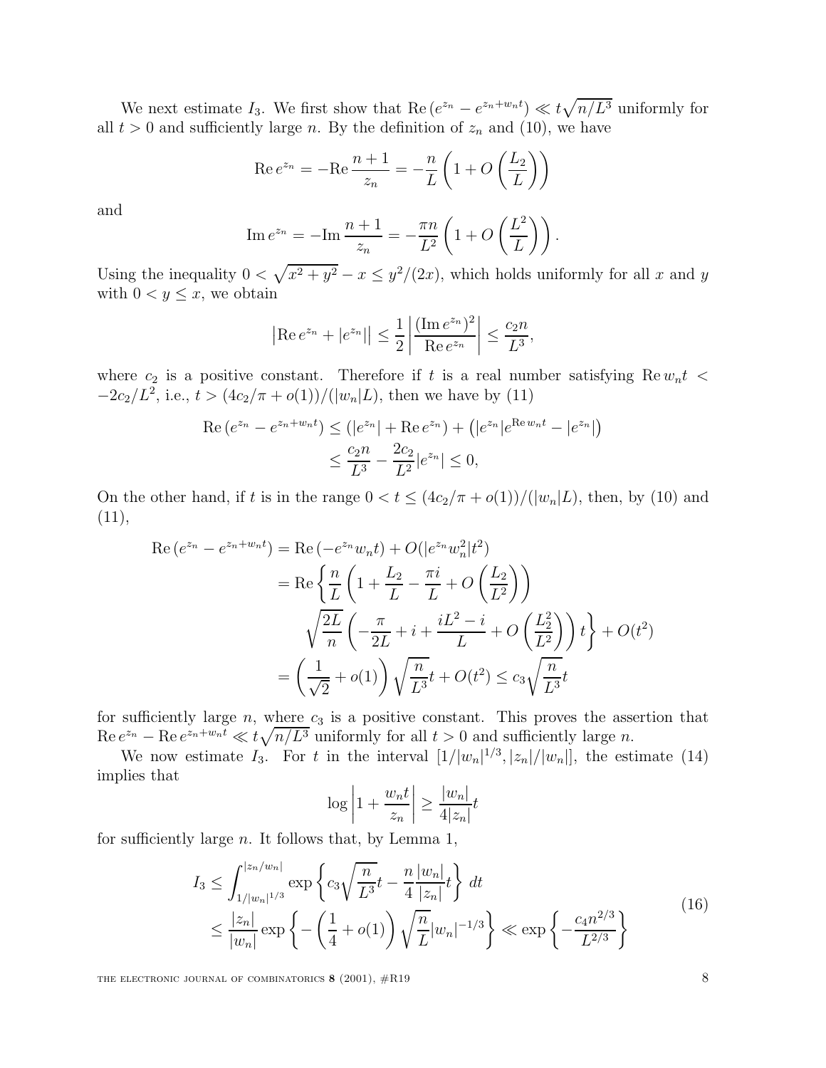We next estimate $I_3$. We first show that $\operatorname{Re}(e^{z_n} - e^{z_n + w_n t}) \ll t\sqrt{n/L^3}$ uniformly for all $t > 0$ and sufficiently large $n$. By the definition of $z_n$ and (10), we have

$$\operatorname{Re} e^{z_n} = -\operatorname{Re} \frac{n+1}{z_n} = -\frac{n}{L}\left(1 + O\left(\frac{L_2}{L}\right)\right)$$

and

$$\operatorname{Im} e^{z_n} = -\operatorname{Im} \frac{n+1}{z_n} = -\frac{\pi n}{L^2}\left(1 + O\left(\frac{L^2}{L}\right)\right).$$

Using the inequality $0 < \sqrt{x^2 + y^2} - x \le y^2/(2x)$, which holds uniformly for all $x$ and $y$ with $0 < y \le x$, we obtain

$$\left|\operatorname{Re} e^{z_n} + |e^{z_n}|\right| \le \frac{1}{2}\left|\frac{(\operatorname{Im} e^{z_n})^2}{\operatorname{Re} e^{z_n}}\right| \le \frac{c_2 n}{L^3},$$

where $c_2$ is a positive constant. Therefore if $t$ is a real number satisfying $\operatorname{Re} w_n t < -2c_2/L^2$, i.e., $t > (4c_2/\pi + o(1))/(|w_n|L)$, then we have by (11)

$$\begin{aligned}
\operatorname{Re}(e^{z_n} - e^{z_n + w_n t}) &\le (|e^{z_n}| + \operatorname{Re} e^{z_n}) + \left(|e^{z_n}|e^{\operatorname{Re} w_n t} - |e^{z_n}|\right) \\
&\le \frac{c_2 n}{L^3} - \frac{2c_2}{L^2}|e^{z_n}| \le 0,
\end{aligned}$$

On the other hand, if $t$ is in the range $0 < t \le (4c_2/\pi + o(1))/(|w_n|L)$, then, by (10) and (11),

$$\begin{aligned}
\operatorname{Re}(e^{z_n} - e^{z_n + w_n t}) &= \operatorname{Re}(-e^{z_n} w_n t) + O(|e^{z_n} w_n^2| t^2) \\
&= \operatorname{Re}\left\{\frac{n}{L}\left(1 + \frac{L_2}{L} - \frac{\pi i}{L} + O\left(\frac{L_2}{L^2}\right)\right)\right. \\
&\qquad \left.\sqrt{\frac{2L}{n}}\left(-\frac{\pi}{2L} + i + \frac{iL^2 - i}{L} + O\left(\frac{L_2^2}{L^2}\right)\right)t\right\} + O(t^2) \\
&= \left(\frac{1}{\sqrt{2}} + o(1)\right)\sqrt{\frac{n}{L^3}}t + O(t^2) \le c_3\sqrt{\frac{n}{L^3}}t
\end{aligned}$$

for sufficiently large $n$, where $c_3$ is a positive constant. This proves the assertion that $\operatorname{Re} e^{z_n} - \operatorname{Re} e^{z_n + w_n t} \ll t\sqrt{n/L^3}$ uniformly for all $t > 0$ and sufficiently large $n$.

We now estimate $I_3$. For $t$ in the interval $[1/|w_n|^{1/3}, |z_n|/|w_n|]$, the estimate (14) implies that

$$\log\left|1 + \frac{w_n t}{z_n}\right| \ge \frac{|w_n|}{4|z_n|}t$$

for sufficiently large $n$. It follows that, by Lemma 1,

$$\begin{aligned}
I_3 &\le \int_{1/|w_n|^{1/3}}^{|z_n/w_n|} \exp\left\{c_3\sqrt{\frac{n}{L^3}}t - \frac{n}{4}\frac{|w_n|}{|z_n|}t\right\} dt \\
&\le \frac{|z_n|}{|w_n|}\exp\left\{-\left(\frac{1}{4} + o(1)\right)\sqrt{\frac{n}{L}}|w_n|^{-1/3}\right\} \ll \exp\left\{-\frac{c_4 n^{2/3}}{L^{2/3}}\right\}
\end{aligned} \tag{16}$$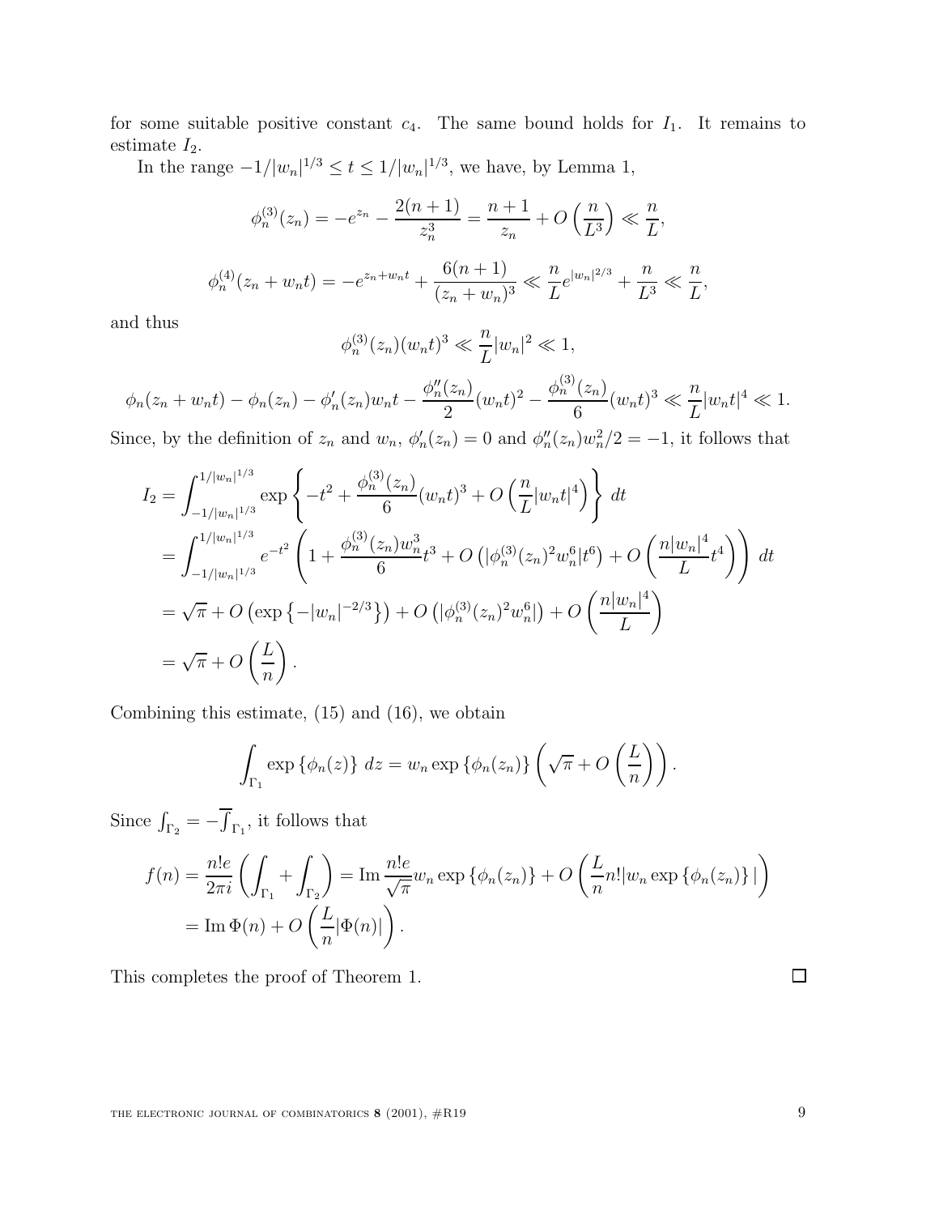for some suitable positive constant $c_4$. The same bound holds for $I_1$. It remains to estimate $I_2$.

In the range $-1/|w_n|^{1/3} \le t \le 1/|w_n|^{1/3}$, we have, by Lemma 1,

$$\phi_n^{(3)}(z_n) = -e^{z_n} - \frac{2(n+1)}{z_n^3} = \frac{n+1}{z_n} + O\left(\frac{n}{L^3}\right) \ll \frac{n}{L},$$

$$\phi_n^{(4)}(z_n + w_n t) = -e^{z_n + w_n t} + \frac{6(n+1)}{(z_n + w_n)^3} \ll \frac{n}{L} e^{|w_n|^{2/3}} + \frac{n}{L^3} \ll \frac{n}{L},$$

and thus

$$\phi_n^{(3)}(z_n)(w_n t)^3 \ll \frac{n}{L}|w_n|^2 \ll 1,$$

$$\phi_n(z_n + w_n t) - \phi_n(z_n) - \phi_n'(z_n) w_n t - \frac{\phi_n''(z_n)}{2}(w_n t)^2 - \frac{\phi_n^{(3)}(z_n)}{6}(w_n t)^3 \ll \frac{n}{L}|w_n t|^4 \ll 1.$$

Since, by the definition of $z_n$ and $w_n$, $\phi_n'(z_n) = 0$ and $\phi_n''(z_n) w_n^2/2 = -1$, it follows that

$$\begin{aligned}
I_2 &= \int_{-1/|w_n|^{1/3}}^{1/|w_n|^{1/3}} \exp\left\{-t^2 + \frac{\phi_n^{(3)}(z_n)}{6}(w_n t)^3 + O\left(\frac{n}{L}|w_n t|^4\right)\right\} dt \\
&= \int_{-1/|w_n|^{1/3}}^{1/|w_n|^{1/3}} e^{-t^2}\left(1 + \frac{\phi_n^{(3)}(z_n) w_n^3}{6} t^3 + O\left(|\phi_n^{(3)}(z_n)^2 w_n^6 |t^6\right) + O\left(\frac{n|w_n|^4}{L} t^4\right)\right) dt \\
&= \sqrt{\pi} + O\left(\exp\left\{-|w_n|^{-2/3}\right\}\right) + O\left(|\phi_n^{(3)}(z_n)^2 w_n^6|\right) + O\left(\frac{n|w_n|^4}{L}\right) \\
&= \sqrt{\pi} + O\left(\frac{L}{n}\right).
\end{aligned}$$

Combining this estimate, (15) and (16), we obtain

$$\int_{\Gamma_1} \exp\{\phi_n(z)\}\, dz = w_n \exp\{\phi_n(z_n)\}\left(\sqrt{\pi} + O\left(\frac{L}{n}\right)\right).$$

Since $\int_{\Gamma_2} = -\overline{\int}_{\Gamma_1}$, it follows that

$$\begin{aligned}
f(n) &= \frac{n!e}{2\pi i}\left(\int_{\Gamma_1} + \int_{\Gamma_2}\right) = \operatorname{Im} \frac{n!e}{\sqrt{\pi}} w_n \exp\{\phi_n(z_n)\} + O\left(\frac{L}{n} n! |w_n \exp\{\phi_n(z_n)\}|\right) \\
&= \operatorname{Im}\Phi(n) + O\left(\frac{L}{n}|\Phi(n)|\right).
\end{aligned}$$

This completes the proof of Theorem 1. □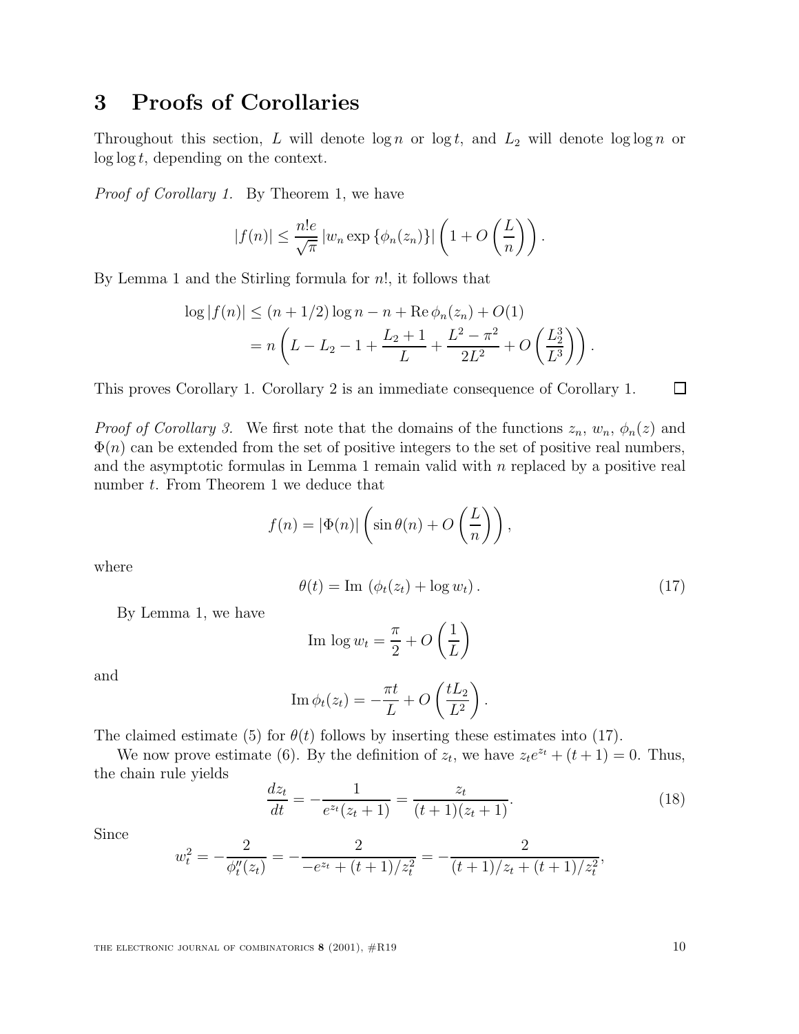## 3 Proofs of Corollaries

Throughout this section, $L$ will denote $\log n$ or $\log t$, and $L_2$ will denote $\log\log n$ or $\log\log t$, depending on the context.

*Proof of Corollary 1.* By Theorem 1, we have

$$|f(n)| \le \frac{n!e}{\sqrt{\pi}} \left| w_n \exp\left\{\phi_n(z_n)\right\}\right| \left(1 + O\left(\frac{L}{n}\right)\right).$$

By Lemma 1 and the Stirling formula for $n!$, it follows that

$$\begin{aligned}
\log|f(n)| &\le (n + 1/2)\log n - n + \operatorname{Re}\phi_n(z_n) + O(1) \\
&= n\left(L - L_2 - 1 + \frac{L_2 + 1}{L} + \frac{L^2 - \pi^2}{2L^2} + O\left(\frac{L_2^3}{L^3}\right)\right).
\end{aligned}$$

This proves Corollary 1. Corollary 2 is an immediate consequence of Corollary 1. □

*Proof of Corollary 3.* We first note that the domains of the functions $z_n$, $w_n$, $\phi_n(z)$ and $\Phi(n)$ can be extended from the set of positive integers to the set of positive real numbers, and the asymptotic formulas in Lemma 1 remain valid with $n$ replaced by a positive real number $t$. From Theorem 1 we deduce that

$$f(n) = |\Phi(n)|\left(\sin\theta(n) + O\left(\frac{L}{n}\right)\right),$$

where

$$\theta(t) = \operatorname{Im}\,(\phi_t(z_t) + \log w_t)\,. \tag{17}$$

By Lemma 1, we have

$$\operatorname{Im}\,\log w_t = \frac{\pi}{2} + O\left(\frac{1}{L}\right)$$

and

$$\operatorname{Im}\phi_t(z_t) = -\frac{\pi t}{L} + O\left(\frac{tL_2}{L^2}\right).$$

The claimed estimate (5) for $\theta(t)$ follows by inserting these estimates into (17).

We now prove estimate (6). By the definition of $z_t$, we have $z_t e^{z_t} + (t+1) = 0$. Thus, the chain rule yields

$$\frac{dz_t}{dt} = -\frac{1}{e^{z_t}(z_t+1)} = \frac{z_t}{(t+1)(z_t+1)}. \tag{18}$$

Since

$$w_t^2 = -\frac{2}{\phi_t''(z_t)} = -\frac{2}{-e^{z_t} + (t+1)/z_t^2} = -\frac{2}{(t+1)/z_t + (t+1)/z_t^2},$$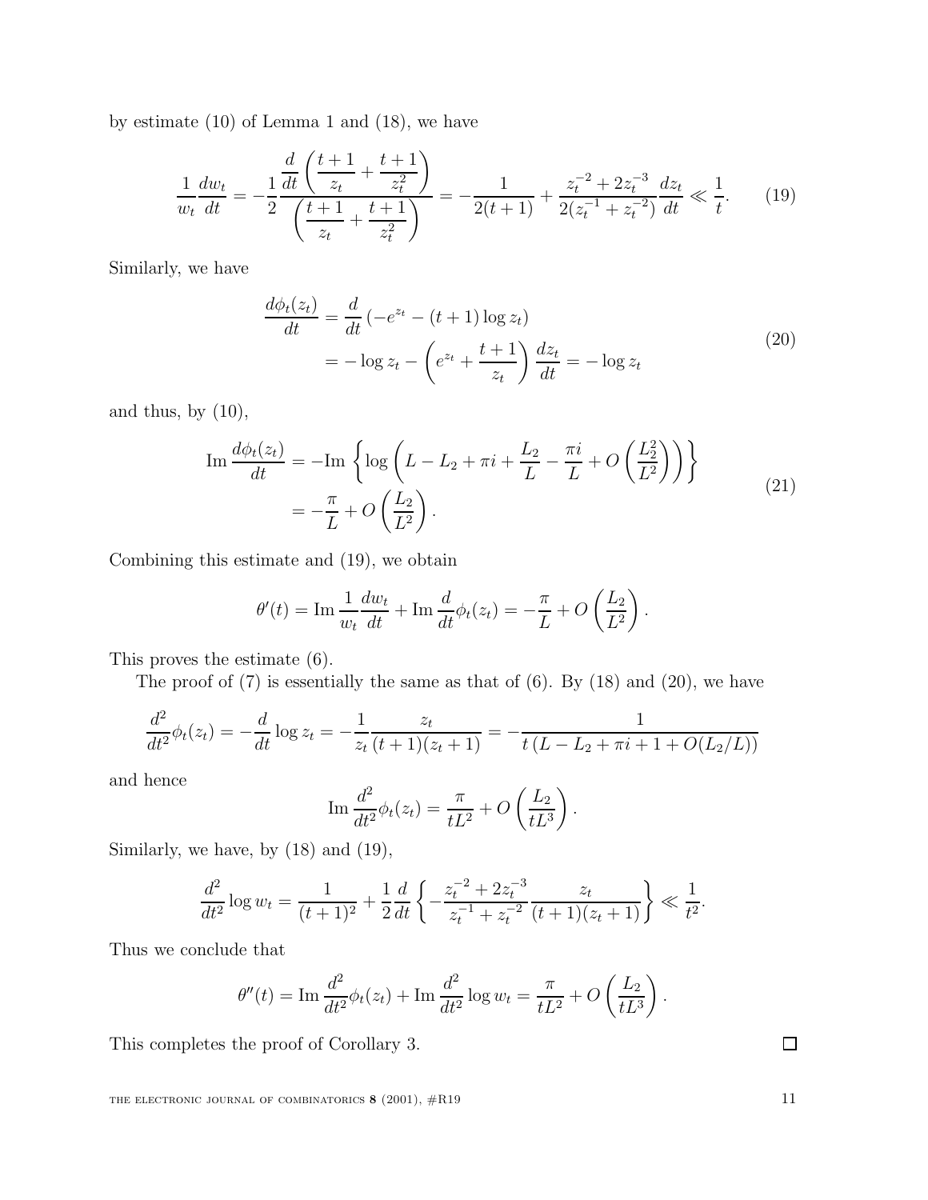by estimate (10) of Lemma 1 and (18), we have

$$\frac{1}{w_t}\frac{dw_t}{dt} = -\frac{1}{2}\frac{\dfrac{d}{dt}\left(\dfrac{t+1}{z_t}+\dfrac{t+1}{z_t^2}\right)}{\left(\dfrac{t+1}{z_t}+\dfrac{t+1}{z_t^2}\right)} = -\frac{1}{2(t+1)} + \frac{z_t^{-2}+2z_t^{-3}}{2(z_t^{-1}+z_t^{-2})}\frac{dz_t}{dt} \ll \frac{1}{t}. \tag{19}$$

Similarly, we have

$$\begin{aligned}\frac{d\phi_t(z_t)}{dt} &= \frac{d}{dt}\left(-e^{z_t}-(t+1)\log z_t\right)\\ &= -\log z_t - \left(e^{z_t}+\frac{t+1}{z_t}\right)\frac{dz_t}{dt} = -\log z_t\end{aligned} \tag{20}$$

and thus, by (10),

$$\begin{aligned}\operatorname{Im}\frac{d\phi_t(z_t)}{dt} &= -\operatorname{Im}\left\{\log\left(L-L_2+\pi i+\frac{L_2}{L}-\frac{\pi i}{L}+O\left(\frac{L_2^2}{L^2}\right)\right)\right\}\\ &= -\frac{\pi}{L}+O\left(\frac{L_2}{L^2}\right).\end{aligned} \tag{21}$$

Combining this estimate and (19), we obtain

$$\theta'(t) = \operatorname{Im}\frac{1}{w_t}\frac{dw_t}{dt} + \operatorname{Im}\frac{d}{dt}\phi_t(z_t) = -\frac{\pi}{L}+O\left(\frac{L_2}{L^2}\right).$$

This proves the estimate (6).

The proof of (7) is essentially the same as that of (6). By (18) and (20), we have

$$\frac{d^2}{dt^2}\phi_t(z_t) = -\frac{d}{dt}\log z_t = -\frac{1}{z_t}\frac{z_t}{(t+1)(z_t+1)} = -\frac{1}{t\left(L-L_2+\pi i+1+O(L_2/L)\right)}$$

and hence

$$\operatorname{Im}\frac{d^2}{dt^2}\phi_t(z_t) = \frac{\pi}{tL^2}+O\left(\frac{L_2}{tL^3}\right).$$

Similarly, we have, by (18) and (19),

$$\frac{d^2}{dt^2}\log w_t = \frac{1}{(t+1)^2}+\frac{1}{2}\frac{d}{dt}\left\{-\frac{z_t^{-2}+2z_t^{-3}}{z_t^{-1}+z_t^{-2}}\frac{z_t}{(t+1)(z_t+1)}\right\} \ll \frac{1}{t^2}.$$

Thus we conclude that

$$\theta''(t) = \operatorname{Im}\frac{d^2}{dt^2}\phi_t(z_t) + \operatorname{Im}\frac{d^2}{dt^2}\log w_t = \frac{\pi}{tL^2}+O\left(\frac{L_2}{tL^3}\right).$$

This completes the proof of Corollary 3. □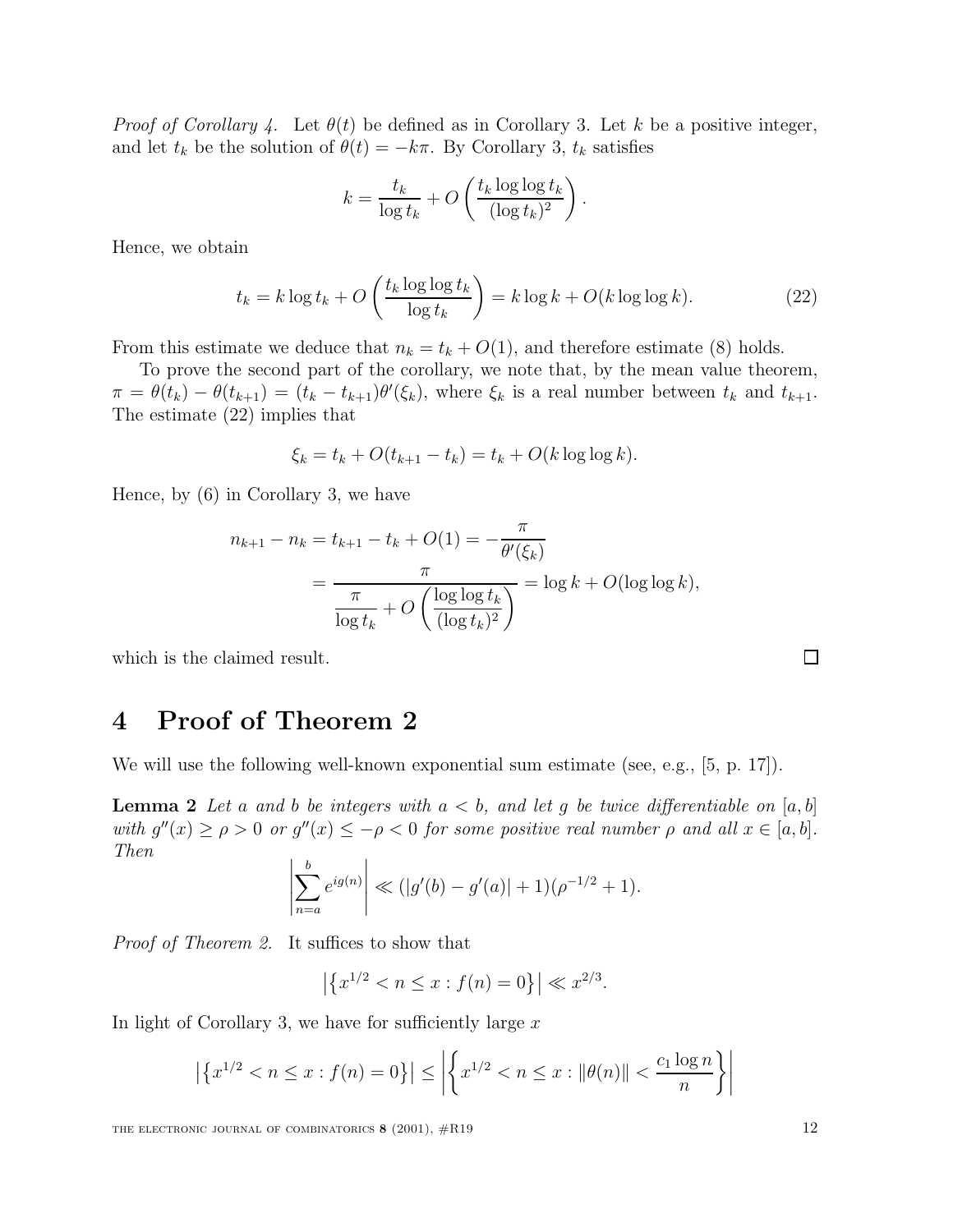*Proof of Corollary 4.* Let $\theta(t)$ be defined as in Corollary 3. Let $k$ be a positive integer, and let $t_k$ be the solution of $\theta(t) = -k\pi$. By Corollary 3, $t_k$ satisfies

$$k = \frac{t_k}{\log t_k} + O\left(\frac{t_k \log\log t_k}{(\log t_k)^2}\right).$$

Hence, we obtain

$$t_k = k \log t_k + O\left(\frac{t_k \log\log t_k}{\log t_k}\right) = k \log k + O(k \log\log k). \tag{22}$$

From this estimate we deduce that $n_k = t_k + O(1)$, and therefore estimate (8) holds.

To prove the second part of the corollary, we note that, by the mean value theorem, $\pi = \theta(t_k) - \theta(t_{k+1}) = (t_k - t_{k+1})\theta'(\xi_k)$, where $\xi_k$ is a real number between $t_k$ and $t_{k+1}$. The estimate (22) implies that

$$\xi_k = t_k + O(t_{k+1} - t_k) = t_k + O(k \log\log k).$$

Hence, by (6) in Corollary 3, we have

$$\begin{aligned} n_{k+1} - n_k = t_{k+1} - t_k + O(1) &= -\frac{\pi}{\theta'(\xi_k)} \\ &= \frac{\pi}{\dfrac{\pi}{\log t_k} + O\left(\dfrac{\log\log t_k}{(\log t_k)^2}\right)} = \log k + O(\log\log k), \end{aligned}$$

which is the claimed result. □

# 4 Proof of Theorem 2

We will use the following well-known exponential sum estimate (see, e.g., [5, p. 17]).

**Lemma 2** *Let $a$ and $b$ be integers with $a < b$, and let $g$ be twice differentiable on $[a, b]$ with $g''(x) \geq \rho > 0$ or $g''(x) \leq -\rho < 0$ for some positive real number $\rho$ and all $x \in [a, b]$. Then*

$$\left|\sum_{n=a}^{b} e^{ig(n)}\right| \ll (|g'(b) - g'(a)| + 1)(\rho^{-1/2} + 1).$$

*Proof of Theorem 2.* It suffices to show that

$$\left|\left\{x^{1/2} < n \leq x : f(n) = 0\right\}\right| \ll x^{2/3}.$$

In light of Corollary 3, we have for sufficiently large $x$

$$\left|\left\{x^{1/2} < n \leq x : f(n) = 0\right\}\right| \leq \left|\left\{x^{1/2} < n \leq x : \|\theta(n)\| < \frac{c_1 \log n}{n}\right\}\right|$$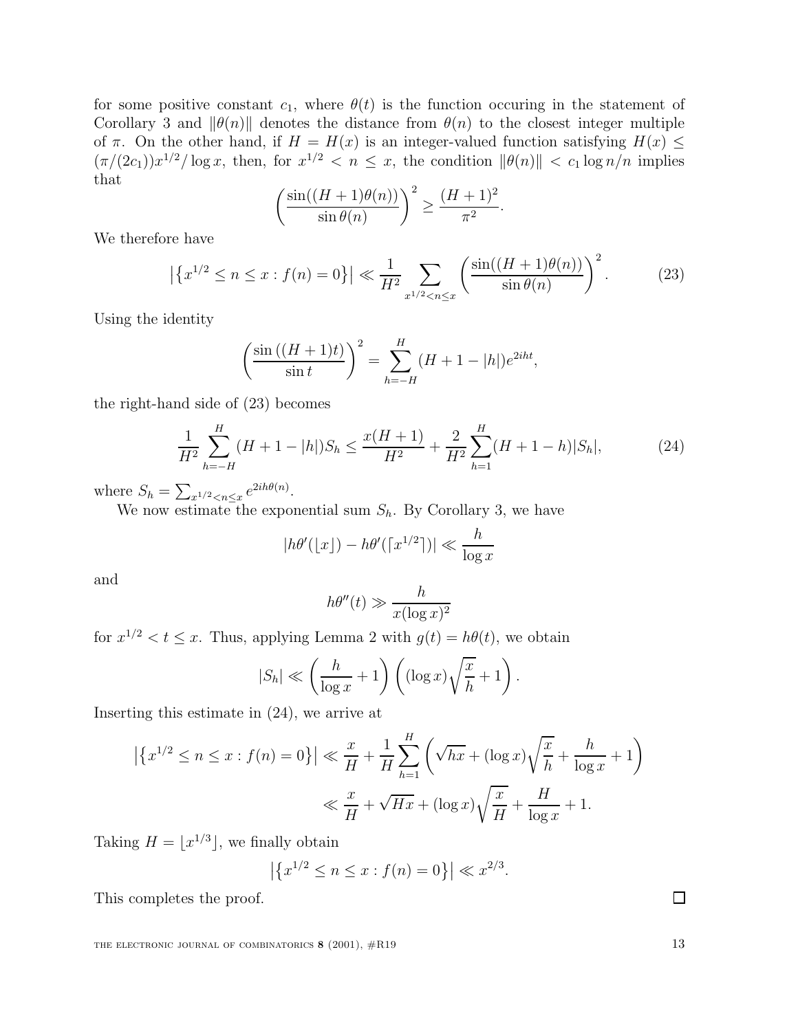for some positive constant $c_1$, where $\theta(t)$ is the function occuring in the statement of Corollary 3 and $\|\theta(n)\|$ denotes the distance from $\theta(n)$ to the closest integer multiple of $\pi$. On the other hand, if $H = H(x)$ is an integer-valued function satisfying $H(x) \leq (\pi/(2c_1))x^{1/2}/\log x$, then, for $x^{1/2} < n \leq x$, the condition $\|\theta(n)\| < c_1 \log n/n$ implies that

$$\left(\frac{\sin((H+1)\theta(n))}{\sin \theta(n)}\right)^2 \geq \frac{(H+1)^2}{\pi^2}.$$

We therefore have

$$\left|\left\{x^{1/2} \leq n \leq x : f(n) = 0\right\}\right| \ll \frac{1}{H^2} \sum_{x^{1/2} < n \leq x} \left(\frac{\sin((H+1)\theta(n))}{\sin \theta(n)}\right)^2. \tag{23}$$

Using the identity

$$\left(\frac{\sin((H+1)t)}{\sin t}\right)^2 = \sum_{h=-H}^{H} (H+1-|h|)e^{2iht},$$

the right-hand side of (23) becomes

$$\frac{1}{H^2} \sum_{h=-H}^{H} (H+1-|h|)S_h \leq \frac{x(H+1)}{H^2} + \frac{2}{H^2} \sum_{h=1}^{H} (H+1-h)|S_h|, \tag{24}$$

where $S_h = \sum_{x^{1/2} < n \leq x} e^{2ih\theta(n)}$.

We now estimate the exponential sum $S_h$. By Corollary 3, we have

$$|h\theta'(\lfloor x \rfloor) - h\theta'(\lceil x^{1/2} \rceil)| \ll \frac{h}{\log x}$$

and

$$h\theta''(t) \gg \frac{h}{x(\log x)^2}$$

for $x^{1/2} < t \leq x$. Thus, applying Lemma 2 with $g(t) = h\theta(t)$, we obtain

$$|S_h| \ll \left(\frac{h}{\log x} + 1\right)\left((\log x)\sqrt{\frac{x}{h}} + 1\right).$$

Inserting this estimate in (24), we arrive at

$$\begin{aligned}
\left|\left\{x^{1/2} \leq n \leq x : f(n) = 0\right\}\right| &\ll \frac{x}{H} + \frac{1}{H} \sum_{h=1}^{H} \left(\sqrt{hx} + (\log x)\sqrt{\frac{x}{h}} + \frac{h}{\log x} + 1\right) \\
&\ll \frac{x}{H} + \sqrt{Hx} + (\log x)\sqrt{\frac{x}{H}} + \frac{H}{\log x} + 1.
\end{aligned}$$

Taking $H = \lfloor x^{1/3} \rfloor$, we finally obtain

$$\left|\left\{x^{1/2} \leq n \leq x : f(n) = 0\right\}\right| \ll x^{2/3}.$$

This completes the proof. $\square$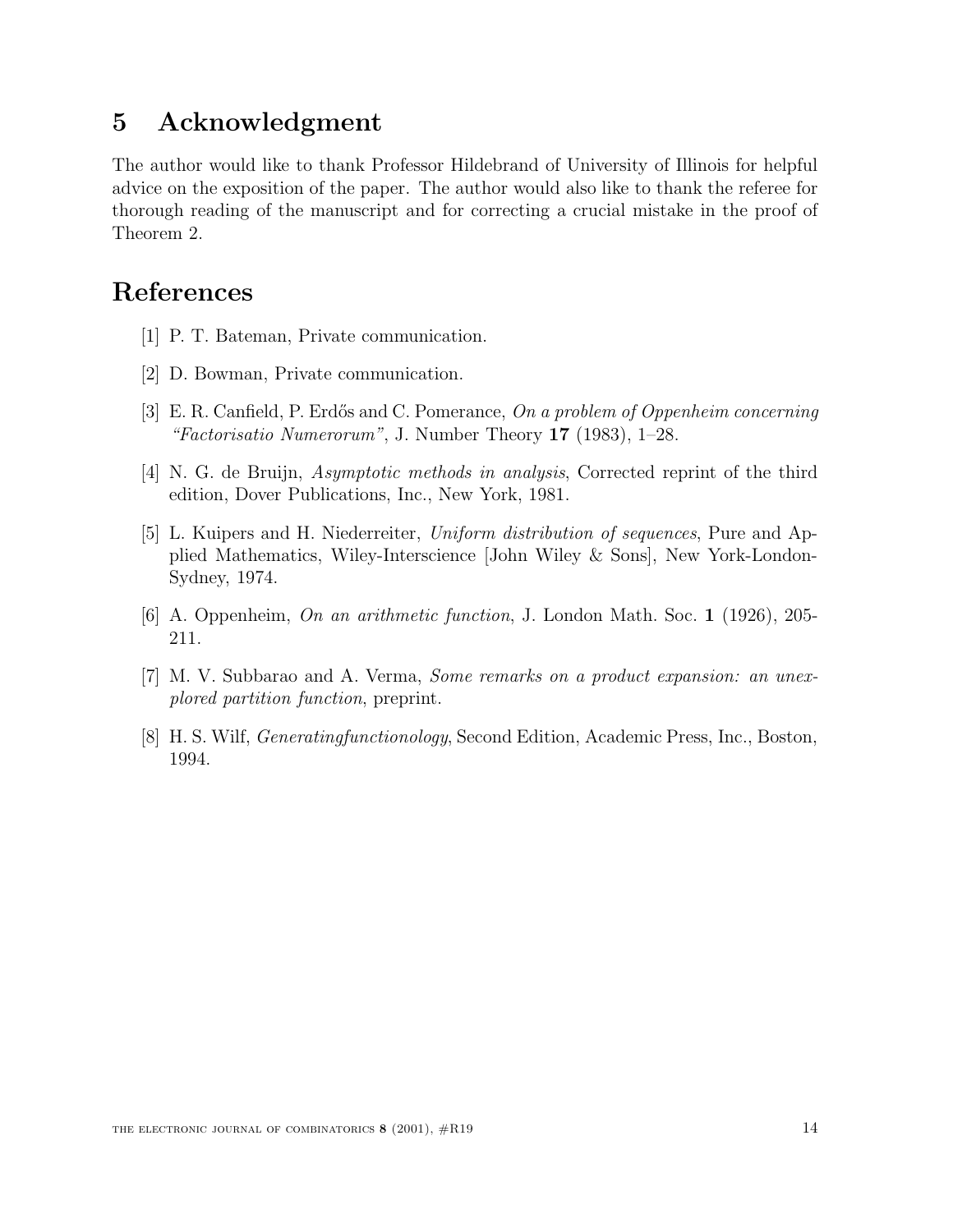## 5 Acknowledgment

The author would like to thank Professor Hildebrand of University of Illinois for helpful advice on the exposition of the paper. The author would also like to thank the referee for thorough reading of the manuscript and for correcting a crucial mistake in the proof of Theorem 2.

## References

[1] P. T. Bateman, Private communication.

[2] D. Bowman, Private communication.

[3] E. R. Canfield, P. Erdős and C. Pomerance, *On a problem of Oppenheim concerning "Factorisatio Numerorum"*, J. Number Theory **17** (1983), 1–28.

[4] N. G. de Bruijn, *Asymptotic methods in analysis*, Corrected reprint of the third edition, Dover Publications, Inc., New York, 1981.

[5] L. Kuipers and H. Niederreiter, *Uniform distribution of sequences*, Pure and Applied Mathematics, Wiley-Interscience [John Wiley & Sons], New York-London-Sydney, 1974.

[6] A. Oppenheim, *On an arithmetic function*, J. London Math. Soc. **1** (1926), 205-211.

[7] M. V. Subbarao and A. Verma, *Some remarks on a product expansion: an unexplored partition function*, preprint.

[8] H. S. Wilf, *Generatingfunctionology*, Second Edition, Academic Press, Inc., Boston, 1994.